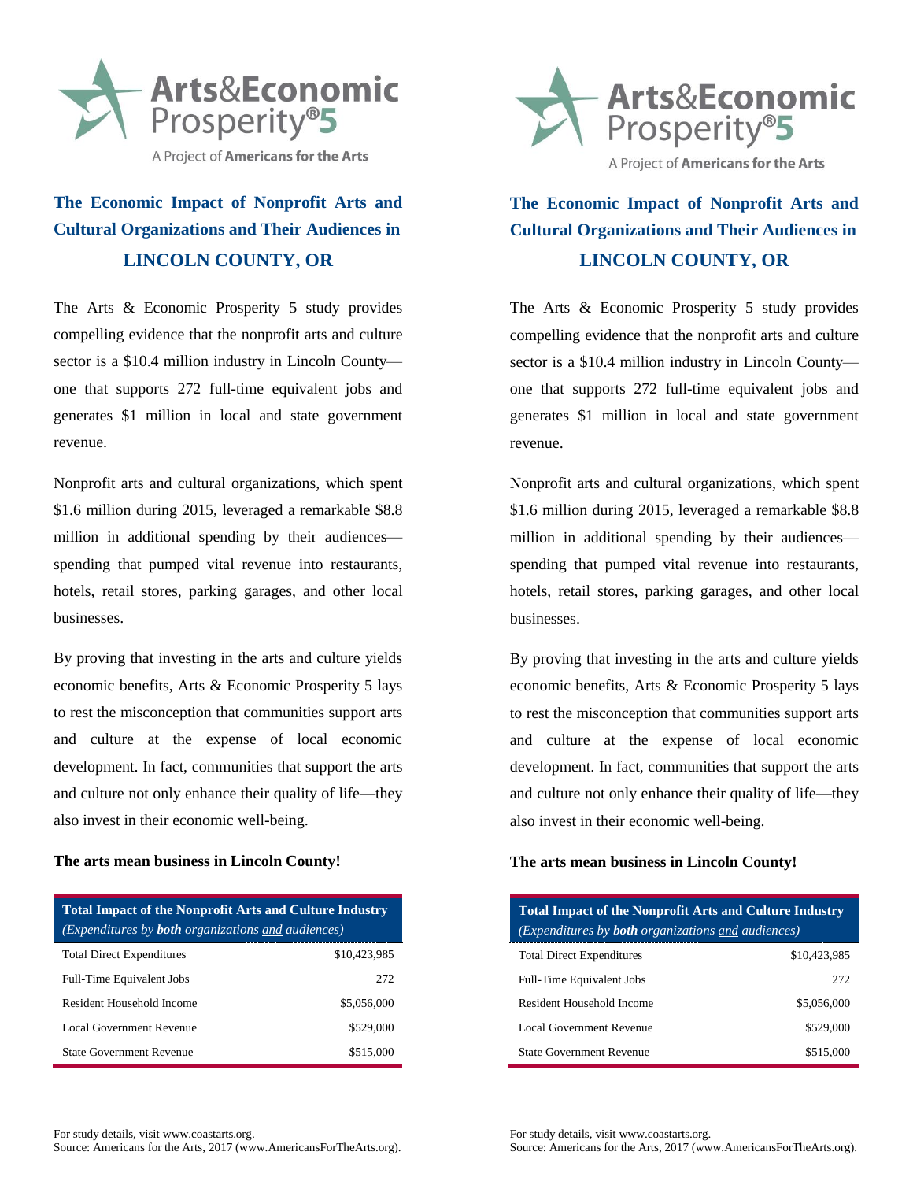**Arts&Economic Prosperity®5**

A Project of **Americans for the Arts**

## The Economic Impact of Nonprofit Arts and Cultural Organizations and Their Audiences in LINCOLN COUNTY, OR

The Arts & Economic Prosperity 5 study provides compelling evidence that the nonprofit arts and culture sector is a $10.4 million industry in Lincoln County—one that supports 272 full-time equivalent jobs and generates $1 million in local and state government revenue.

Nonprofit arts and cultural organizations, which spent $1.6 million during 2015, leveraged a remarkable $8.8 million in additional spending by their audiences—spending that pumped vital revenue into restaurants, hotels, retail stores, parking garages, and other local businesses.

By proving that investing in the arts and culture yields economic benefits, Arts & Economic Prosperity 5 lays to rest the misconception that communities support arts and culture at the expense of local economic development. In fact, communities that support the arts and culture not only enhance their quality of life—they also invest in their economic well-being.

**The arts mean business in Lincoln County!**

| **Total Impact of the Nonprofit Arts and Culture Industry** *(Expenditures by **both** organizations and audiences)* | |
|---|---|
| Total Direct Expenditures | $10,423,985 |
| Full-Time Equivalent Jobs | 272 |
| Resident Household Income | $5,056,000 |
| Local Government Revenue | $529,000 |
| State Government Revenue | $515,000 |

For study details, visit www.coastarts.org.
Source: Americans for the Arts, 2017 (www.AmericansForTheArts.org).

**Arts&Economic Prosperity®5**

A Project of **Americans for the Arts**

## The Economic Impact of Nonprofit Arts and Cultural Organizations and Their Audiences in LINCOLN COUNTY, OR

The Arts & Economic Prosperity 5 study provides compelling evidence that the nonprofit arts and culture sector is a $10.4 million industry in Lincoln County—one that supports 272 full-time equivalent jobs and generates $1 million in local and state government revenue.

Nonprofit arts and cultural organizations, which spent $1.6 million during 2015, leveraged a remarkable $8.8 million in additional spending by their audiences—spending that pumped vital revenue into restaurants, hotels, retail stores, parking garages, and other local businesses.

By proving that investing in the arts and culture yields economic benefits, Arts & Economic Prosperity 5 lays to rest the misconception that communities support arts and culture at the expense of local economic development. In fact, communities that support the arts and culture not only enhance their quality of life—they also invest in their economic well-being.

**The arts mean business in Lincoln County!**

| **Total Impact of the Nonprofit Arts and Culture Industry** *(Expenditures by **both** organizations and audiences)* | |
|---|---|
| Total Direct Expenditures | $10,423,985 |
| Full-Time Equivalent Jobs | 272 |
| Resident Household Income | $5,056,000 |
| Local Government Revenue | $529,000 |
| State Government Revenue | $515,000 |

For study details, visit www.coastarts.org.
Source: Americans for the Arts, 2017 (www.AmericansForTheArts.org).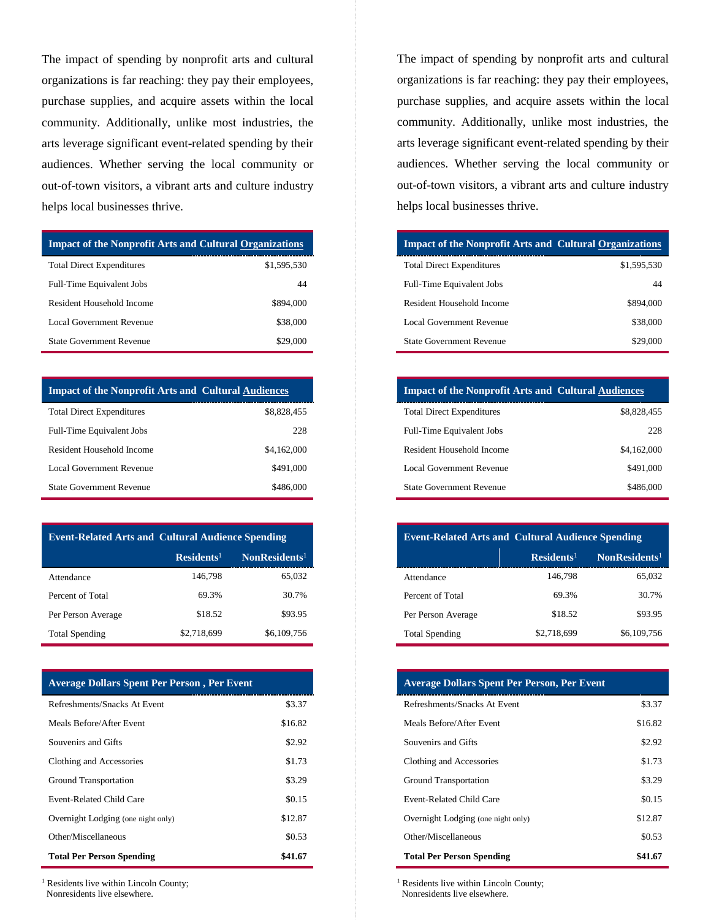The impact of spending by nonprofit arts and cultural organizations is far reaching: they pay their employees, purchase supplies, and acquire assets within the local community. Additionally, unlike most industries, the arts leverage significant event-related spending by their audiences. Whether serving the local community or out-of-town visitors, a vibrant arts and culture industry helps local businesses thrive.

| Impact of the Nonprofit Arts and Cultural Organizations | |
|---|---|
| Total Direct Expenditures | $1,595,530 |
| Full-Time Equivalent Jobs | 44 |
| Resident Household Income | $894,000 |
| Local Government Revenue | $38,000 |
| State Government Revenue | $29,000 |

| Impact of the Nonprofit Arts and Cultural Audiences | |
|---|---|
| Total Direct Expenditures | $8,828,455 |
| Full-Time Equivalent Jobs | 228 |
| Resident Household Income | $4,162,000 |
| Local Government Revenue | $491,000 |
| State Government Revenue | $486,000 |

| Event-Related Arts and Cultural Audience Spending | | |
|---|---|---|
| | Residents[1] | NonResidents[1] |
| Attendance | 146,798 | 65,032 |
| Percent of Total | 69.3% | 30.7% |
| Per Person Average | $18.52 | $93.95 |
| Total Spending | $2,718,699 | $6,109,756 |

| Average Dollars Spent Per Person , Per Event | |
|---|---|
| Refreshments/Snacks At Event | $3.37 |
| Meals Before/After Event | $16.82 |
| Souvenirs and Gifts | $2.92 |
| Clothing and Accessories | $1.73 |
| Ground Transportation | $3.29 |
| Event-Related Child Care | $0.15 |
| Overnight Lodging (one night only) | $12.87 |
| Other/Miscellaneous | $0.53 |
| **Total Per Person Spending** | **$41.67** |

[1] Residents live within Lincoln County; Nonresidents live elsewhere.

The impact of spending by nonprofit arts and cultural organizations is far reaching: they pay their employees, purchase supplies, and acquire assets within the local community. Additionally, unlike most industries, the arts leverage significant event-related spending by their audiences. Whether serving the local community or out-of-town visitors, a vibrant arts and culture industry helps local businesses thrive.

| Impact of the Nonprofit Arts and Cultural Organizations | |
|---|---|
| Total Direct Expenditures | $1,595,530 |
| Full-Time Equivalent Jobs | 44 |
| Resident Household Income | $894,000 |
| Local Government Revenue | $38,000 |
| State Government Revenue | $29,000 |

| Impact of the Nonprofit Arts and Cultural Audiences | |
|---|---|
| Total Direct Expenditures | $8,828,455 |
| Full-Time Equivalent Jobs | 228 |
| Resident Household Income | $4,162,000 |
| Local Government Revenue | $491,000 |
| State Government Revenue | $486,000 |

| Event-Related Arts and Cultural Audience Spending | | |
|---|---|---|
| | Residents[1] | NonResidents[1] |
| Attendance | 146,798 | 65,032 |
| Percent of Total | 69.3% | 30.7% |
| Per Person Average | $18.52 | $93.95 |
| Total Spending | $2,718,699 | $6,109,756 |

| Average Dollars Spent Per Person, Per Event | |
|---|---|
| Refreshments/Snacks At Event | $3.37 |
| Meals Before/After Event | $16.82 |
| Souvenirs and Gifts | $2.92 |
| Clothing and Accessories | $1.73 |
| Ground Transportation | $3.29 |
| Event-Related Child Care | $0.15 |
| Overnight Lodging (one night only) | $12.87 |
| Other/Miscellaneous | $0.53 |
| **Total Per Person Spending** | **$41.67** |

[1] Residents live within Lincoln County; Nonresidents live elsewhere.